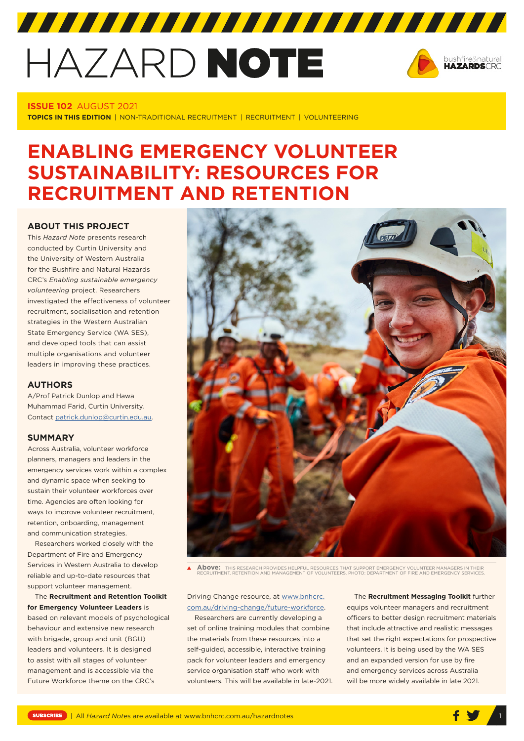# HAZARD NOTE

**ISSUE 102** AUGUST 2021

**TOPICS IN THIS EDITION** | NON-TRADITIONAL RECRUITMENT | RECRUITMENT | VOLUNTEERING

# ENABLING EMERGENCY VOLUNTEER SUSTAINABILITY: RESOURCES FOR RECRUITMENT AND RETENTION

## ABOUT THIS PROJECT

This *Hazard Note* presents research conducted by Curtin University and the University of Western Australia for the Bushfire and Natural Hazards CRC's *Enabling sustainable emergency volunteering* project. Researchers investigated the effectiveness of volunteer recruitment, socialisation and retention strategies in the Western Australian State Emergency Service (WA SES), and developed tools that can assist multiple organisations and volunteer leaders in improving these practices.

## AUTHORS

A/Prof Patrick Dunlop and Hawa Muhammad Farid, Curtin University. Contact patrick.dunlop@curtin.edu.au.

## SUMMARY

Across Australia, volunteer workforce planners, managers and leaders in the emergency services work within a complex and dynamic space when seeking to sustain their volunteer workforces over time. Agencies are often looking for ways to improve volunteer recruitment, retention, onboarding, management and communication strategies.

Researchers worked closely with the Department of Fire and Emergency Services in Western Australia to develop reliable and up-to-date resources that support volunteer management.

The **Recruitment and Retention Toolkit for Emergency Volunteer Leaders** is based on relevant models of psychological behaviour and extensive new research with brigade, group and unit (BGU) leaders and volunteers. It is designed to assist with all stages of volunteer management and is accessible via the Future Workforce theme on the CRC's Driving Change resource, at www.bnhcrc.com.au/driving-change/future-workforce.

Researchers are currently developing a set of online training modules that combine the materials from these resources into a self-guided, accessible, interactive training pack for volunteer leaders and emergency service organisation staff who work with volunteers. This will be available in late-2021.

The **Recruitment Messaging Toolkit** further equips volunteer managers and recruitment officers to better design recruitment materials that include attractive and realistic messages that set the right expectations for prospective volunteers. It is being used by the WA SES and an expanded version for use by fire and emergency services across Australia will be more widely available in late 2021.

**Above:** THIS RESEARCH PROVIDES HELPFUL RESOURCES THAT SUPPORT EMERGENCY VOLUNTEER MANAGERS IN THEIR RECRUITMENT, RETENTION AND MANAGEMENT OF VOLUNTEERS. PHOTO: DEPARTMENT OF FIRE AND EMERGENCY SERVICES.

SUBSCRIBE | All *Hazard Notes* are available at www.bnhcrc.com.au/hazardnotes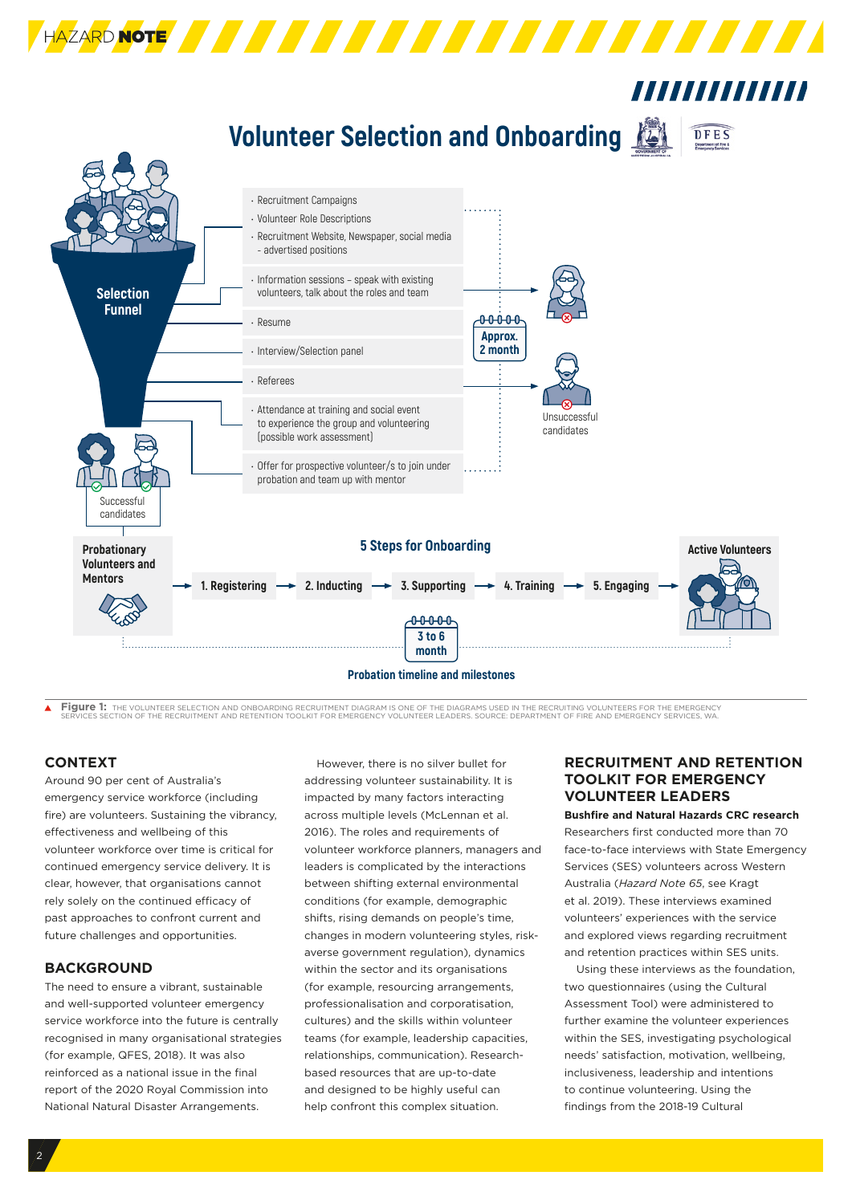## Volunteer Selection and Onboarding

Selection Funnel

- Recruitment Campaigns
- Volunteer Role Descriptions
- Recruitment Website, Newspaper, social media - advertised positions
- Information sessions – speak with existing volunteers, talk about the roles and team
- Resume
- Interview/Selection panel
- Referees
- Attendance at training and social event to experience the group and volunteering (possible work assessment)
- Offer for prospective volunteer/s to join under probation and team up with mentor

Approx. 2 month

Unsuccessful candidates

Successful candidates

Probationary Volunteers and Mentors

5 Steps for Onboarding

1. Registering → 2. Inducting → 3. Supporting → 4. Training → 5. Engaging

Active Volunteers

3 to 6 month

Probation timeline and milestones

**Figure 1:** THE VOLUNTEER SELECTION AND ONBOARDING RECRUITMENT DIAGRAM IS ONE OF THE DIAGRAMS USED IN THE RECRUITING VOLUNTEERS FOR THE EMERGENCY SERVICES SECTION OF THE RECRUITMENT AND RETENTION TOOLKIT FOR EMERGENCY VOLUNTEER LEADERS. SOURCE: DEPARTMENT OF FIRE AND EMERGENCY SERVICES, WA.

## CONTEXT

Around 90 per cent of Australia's emergency service workforce (including fire) are volunteers. Sustaining the vibrancy, effectiveness and wellbeing of this volunteer workforce over time is critical for continued emergency service delivery. It is clear, however, that organisations cannot rely solely on the continued efficacy of past approaches to confront current and future challenges and opportunities.

## BACKGROUND

The need to ensure a vibrant, sustainable and well-supported volunteer emergency service workforce into the future is centrally recognised in many organisational strategies (for example, QFES, 2018). It was also reinforced as a national issue in the final report of the 2020 Royal Commission into National Natural Disaster Arrangements.

However, there is no silver bullet for addressing volunteer sustainability. It is impacted by many factors interacting across multiple levels (McLennan et al. 2016). The roles and requirements of volunteer workforce planners, managers and leaders is complicated by the interactions between shifting external environmental conditions (for example, demographic shifts, rising demands on people's time, changes in modern volunteering styles, risk-averse government regulation), dynamics within the sector and its organisations (for example, resourcing arrangements, professionalisation and corporatisation, cultures) and the skills within volunteer teams (for example, leadership capacities, relationships, communication). Research-based resources that are up-to-date and designed to be highly useful can help confront this complex situation.

## RECRUITMENT AND RETENTION TOOLKIT FOR EMERGENCY VOLUNTEER LEADERS

**Bushfire and Natural Hazards CRC research**

Researchers first conducted more than 70 face-to-face interviews with State Emergency Services (SES) volunteers across Western Australia (*Hazard Note 65*, see Kragt et al. 2019). These interviews examined volunteers' experiences with the service and explored views regarding recruitment and retention practices within SES units.

Using these interviews as the foundation, two questionnaires (using the Cultural Assessment Tool) were administered to further examine the volunteer experiences within the SES, investigating psychological needs' satisfaction, motivation, wellbeing, inclusiveness, leadership and intentions to continue volunteering. Using the findings from the 2018-19 Cultural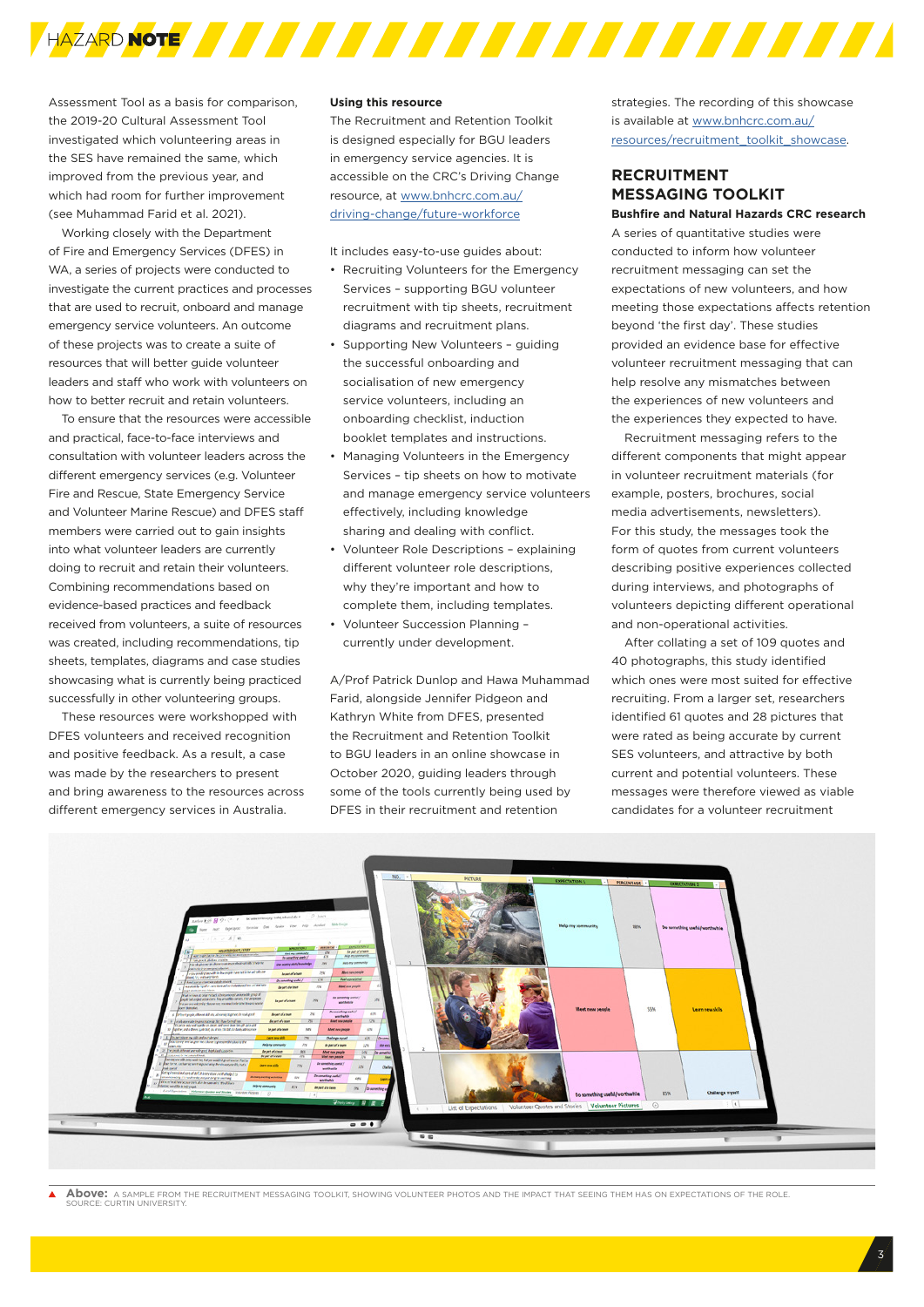Assessment Tool as a basis for comparison, the 2019-20 Cultural Assessment Tool investigated which volunteering areas in the SES have remained the same, which improved from the previous year, and which had room for further improvement (see Muhammad Farid et al. 2021).

Working closely with the Department of Fire and Emergency Services (DFES) in WA, a series of projects were conducted to investigate the current practices and processes that are used to recruit, onboard and manage emergency service volunteers. An outcome of these projects was to create a suite of resources that will better guide volunteer leaders and staff who work with volunteers on how to better recruit and retain volunteers.

To ensure that the resources were accessible and practical, face-to-face interviews and consultation with volunteer leaders across the different emergency services (e.g. Volunteer Fire and Rescue, State Emergency Service and Volunteer Marine Rescue) and DFES staff members were carried out to gain insights into what volunteer leaders are currently doing to recruit and retain their volunteers. Combining recommendations based on evidence-based practices and feedback received from volunteers, a suite of resources was created, including recommendations, tip sheets, templates, diagrams and case studies showcasing what is currently being practiced successfully in other volunteering groups.

These resources were workshopped with DFES volunteers and received recognition and positive feedback. As a result, a case was made by the researchers to present and bring awareness to the resources across different emergency services in Australia.

**Using this resource**

The Recruitment and Retention Toolkit is designed especially for BGU leaders in emergency service agencies. It is accessible on the CRC's Driving Change resource, at www.bnhcrc.com.au/driving-change/future-workforce

It includes easy-to-use guides about:

- Recruiting Volunteers for the Emergency Services – supporting BGU volunteer recruitment with tip sheets, recruitment diagrams and recruitment plans.
- Supporting New Volunteers – guiding the successful onboarding and socialisation of new emergency service volunteers, including an onboarding checklist, induction booklet templates and instructions.
- Managing Volunteers in the Emergency Services – tip sheets on how to motivate and manage emergency service volunteers effectively, including knowledge sharing and dealing with conflict.
- Volunteer Role Descriptions – explaining different volunteer role descriptions, why they're important and how to complete them, including templates.
- Volunteer Succession Planning – currently under development.

A/Prof Patrick Dunlop and Hawa Muhammad Farid, alongside Jennifer Pidgeon and Kathryn White from DFES, presented the Recruitment and Retention Toolkit to BGU leaders in an online showcase in October 2020, guiding leaders through some of the tools currently being used by DFES in their recruitment and retention strategies. The recording of this showcase is available at www.bnhcrc.com.au/resources/recruitment_toolkit_showcase.

## RECRUITMENT MESSAGING TOOLKIT

**Bushfire and Natural Hazards CRC research**

A series of quantitative studies were conducted to inform how volunteer recruitment messaging can set the expectations of new volunteers, and how meeting those expectations affects retention beyond 'the first day'. These studies provided an evidence base for effective volunteer recruitment messaging that can help resolve any mismatches between the experiences of new volunteers and the experiences they expected to have.

Recruitment messaging refers to the different components that might appear in volunteer recruitment materials (for example, posters, brochures, social media advertisements, newsletters). For this study, the messages took the form of quotes from current volunteers describing positive experiences collected during interviews, and photographs of volunteers depicting different operational and non-operational activities.

After collating a set of 109 quotes and 40 photographs, this study identified which ones were most suited for effective recruiting. From a larger set, researchers identified 61 quotes and 28 pictures that were rated as being accurate by current SES volunteers, and attractive by both current and potential volunteers. These messages were therefore viewed as viable candidates for a volunteer recruitment

**Above:** A SAMPLE FROM THE RECRUITMENT MESSAGING TOOLKIT, SHOWING VOLUNTEER PHOTOS AND THE IMPACT THAT SEEING THEM HAS ON EXPECTATIONS OF THE ROLE. SOURCE: CURTIN UNIVERSITY.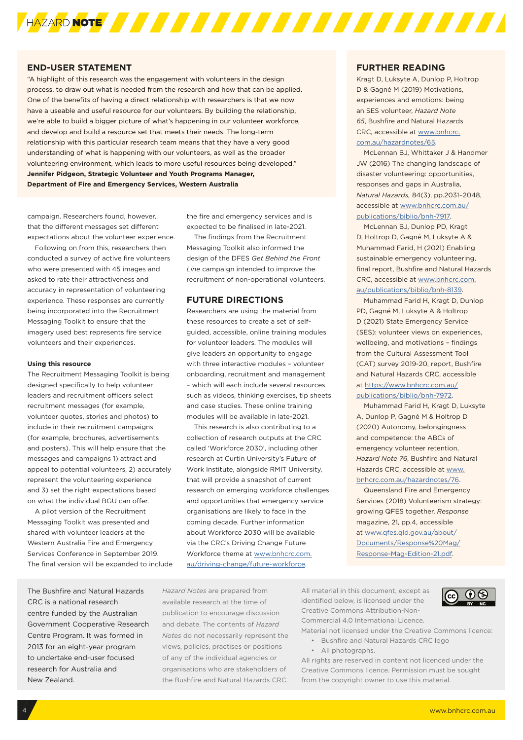## END-USER STATEMENT

"A highlight of this research was the engagement with volunteers in the design process, to draw out what is needed from the research and how that can be applied. One of the benefits of having a direct relationship with researchers is that we now have a useable and useful resource for our volunteers. By building the relationship, we're able to build a bigger picture of what's happening in our volunteer workforce, and develop and build a resource set that meets their needs. The long-term relationship with this particular research team means that they have a very good understanding of what is happening with our volunteers, as well as the broader volunteering environment, which leads to more useful resources being developed."

**Jennifer Pidgeon, Strategic Volunteer and Youth Programs Manager, Department of Fire and Emergency Services, Western Australia**

campaign. Researchers found, however, that the different messages set different expectations about the volunteer experience.

Following on from this, researchers then conducted a survey of active fire volunteers who were presented with 45 images and asked to rate their attractiveness and accuracy in representation of volunteering experience. These responses are currently being incorporated into the Recruitment Messaging Toolkit to ensure that the imagery used best represents fire service volunteers and their experiences.

**Using this resource**

The Recruitment Messaging Toolkit is being designed specifically to help volunteer leaders and recruitment officers select recruitment messages (for example, volunteer quotes, stories and photos) to include in their recruitment campaigns (for example, brochures, advertisements and posters). This will help ensure that the messages and campaigns 1) attract and appeal to potential volunteers, 2) accurately represent the volunteering experience and 3) set the right expectations based on what the individual BGU can offer.

A pilot version of the Recruitment Messaging Toolkit was presented and shared with volunteer leaders at the Western Australia Fire and Emergency Services Conference in September 2019. The final version will be expanded to include the fire and emergency services and is expected to be finalised in late-2021.

The findings from the Recruitment Messaging Toolkit also informed the design of the DFES *Get Behind the Front Line* campaign intended to improve the recruitment of non-operational volunteers.

## FUTURE DIRECTIONS

Researchers are using the material from these resources to create a set of self-guided, accessible, online training modules for volunteer leaders. The modules will give leaders an opportunity to engage with three interactive modules – volunteer onboarding, recruitment and management – which will each include several resources such as videos, thinking exercises, tip sheets and case studies. These online training modules will be available in late-2021.

This research is also contributing to a collection of research outputs at the CRC called 'Workforce 2030', including other research at Curtin University's Future of Work Institute, alongside RMIT University, that will provide a snapshot of current research on emerging workforce challenges and opportunities that emergency service organisations are likely to face in the coming decade. Further information about Workforce 2030 will be available via the CRC's Driving Change Future Workforce theme at www.bnhcrc.com.au/driving-change/future-workforce.

## FURTHER READING

Kragt D, Luksyte A, Dunlop P, Holtrop D & Gagné M (2019) Motivations, experiences and emotions: being an SES volunteer, *Hazard Note 65*, Bushfire and Natural Hazards CRC, accessible at www.bnhcrc.com.au/hazardnotes/65.

McLennan BJ, Whittaker J & Handmer JW (2016) The changing landscape of disaster volunteering: opportunities, responses and gaps in Australia, *Natural Hazards,* 84(3), pp.2031–2048, accessible at www.bnhcrc.com.au/publications/biblio/bnh-7917.

McLennan BJ, Dunlop PD, Kragt D, Holtrop D, Gagné M, Luksyte A & Muhammad Farid, H (2021) Enabling sustainable emergency volunteering, final report, Bushfire and Natural Hazards CRC, accessible at www.bnhcrc.com.au/publications/biblio/bnh-8139.

Muhammad Farid H, Kragt D, Dunlop PD, Gagné M, Luksyte A & Holtrop D (2021) State Emergency Service (SES): volunteer views on experiences, wellbeing, and motivations – findings from the Cultural Assessment Tool (CAT) survey 2019-20, report, Bushfire and Natural Hazards CRC, accessible at https://www.bnhcrc.com.au/publications/biblio/bnh-7972.

Muhammad Farid H, Kragt D, Luksyte A, Dunlop P, Gagné M & Holtrop D (2020) Autonomy, belongingness and competence: the ABCs of emergency volunteer retention, *Hazard Note 76*, Bushfire and Natural Hazards CRC, accessible at www.bnhcrc.com.au/hazardnotes/76.

Queensland Fire and Emergency Services (2018) Volunteerism strategy: growing QFES together, *Response* magazine, 21, pp.4, accessible at www.qfes.qld.gov.au/about/Documents/Response%20Mag/Response-Mag-Edition-21.pdf.

The Bushfire and Natural Hazards CRC is a national research centre funded by the Australian Government Cooperative Research Centre Program. It was formed in 2013 for an eight-year program to undertake end-user focused research for Australia and New Zealand.

*Hazard Notes* are prepared from available research at the time of publication to encourage discussion and debate. The contents of *Hazard Notes* do not necessarily represent the views, policies, practises or positions of any of the individual agencies or organisations who are stakeholders of the Bushfire and Natural Hazards CRC.

All material in this document, except as identified below, is licensed under the Creative Commons Attribution-Non-Commercial 4.0 International Licence.

Material not licensed under the Creative Commons licence:

- Bushfire and Natural Hazards CRC logo
- All photographs.

All rights are reserved in content not licenced under the Creative Commons licence. Permission must be sought from the copyright owner to use this material.